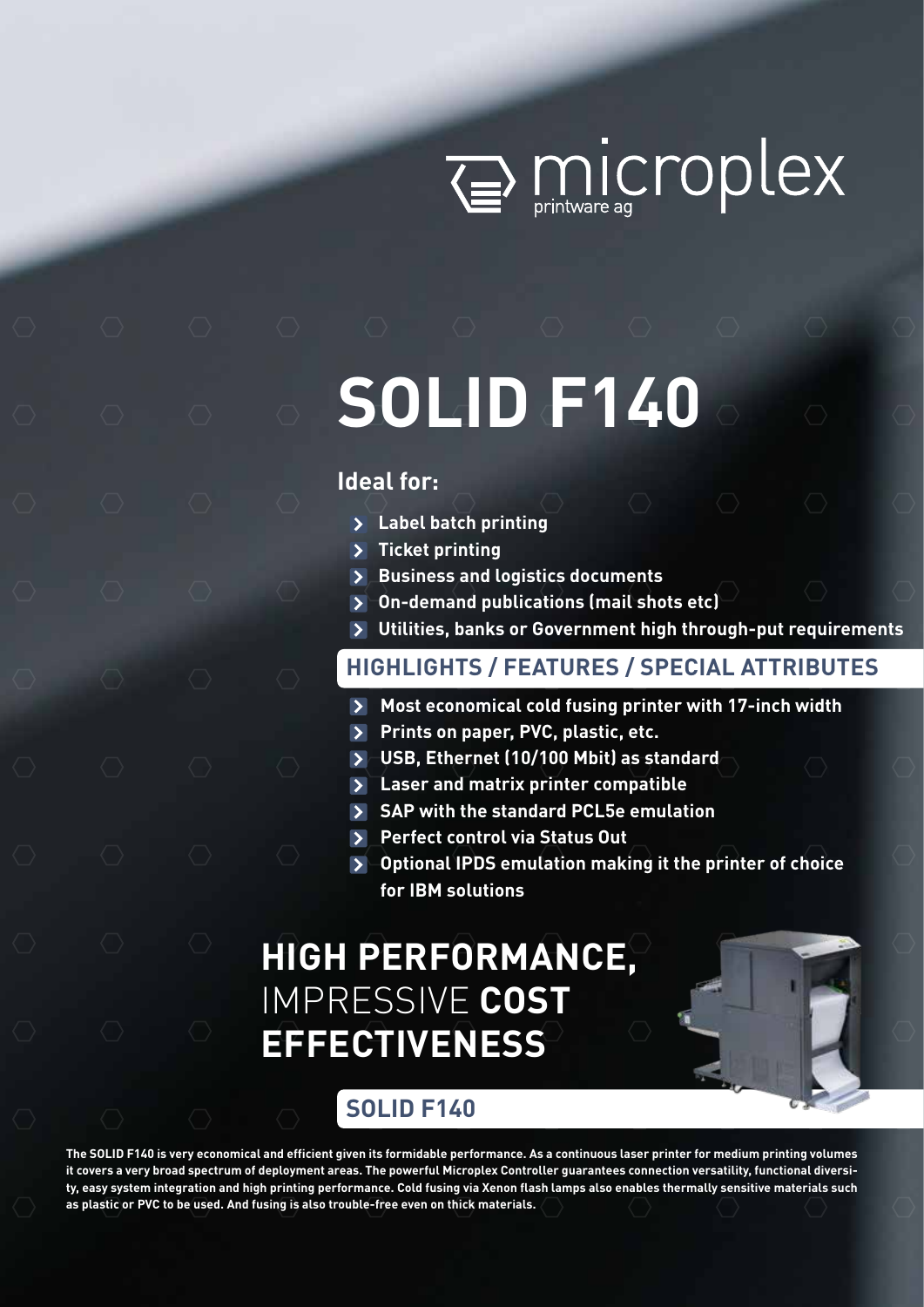microplex printware ag

# SOLID F140

### Ideal for:

- Label batch printing
- Ticket printing
- Business and logistics documents
- On-demand publications (mail shots etc)
- Utilities, banks or Government high through-put requirements

## HIGHLIGHTS / FEATURES / SPECIAL ATTRIBUTES

- Most economical cold fusing printer with 17-inch width
- Prints on paper, PVC, plastic, etc.
- USB, Ethernet (10/100 Mbit) as standard
- Laser and matrix printer compatible
- SAP with the standard PCL5e emulation
- Perfect control via Status Out
- Optional IPDS emulation making it the printer of choice for IBM solutions

## HIGH PERFORMANCE, IMPRESSIVE COST EFFECTIVENESS

## SOLID F140

**The SOLID F140 is very economical and efficient given its formidable performance. As a continuous laser printer for medium printing volumes it covers a very broad spectrum of deployment areas. The powerful Microplex Controller guarantees connection versatility, functional diversity, easy system integration and high printing performance. Cold fusing via Xenon flash lamps also enables thermally sensitive materials such as plastic or PVC to be used. And fusing is also trouble-free even on thick materials.**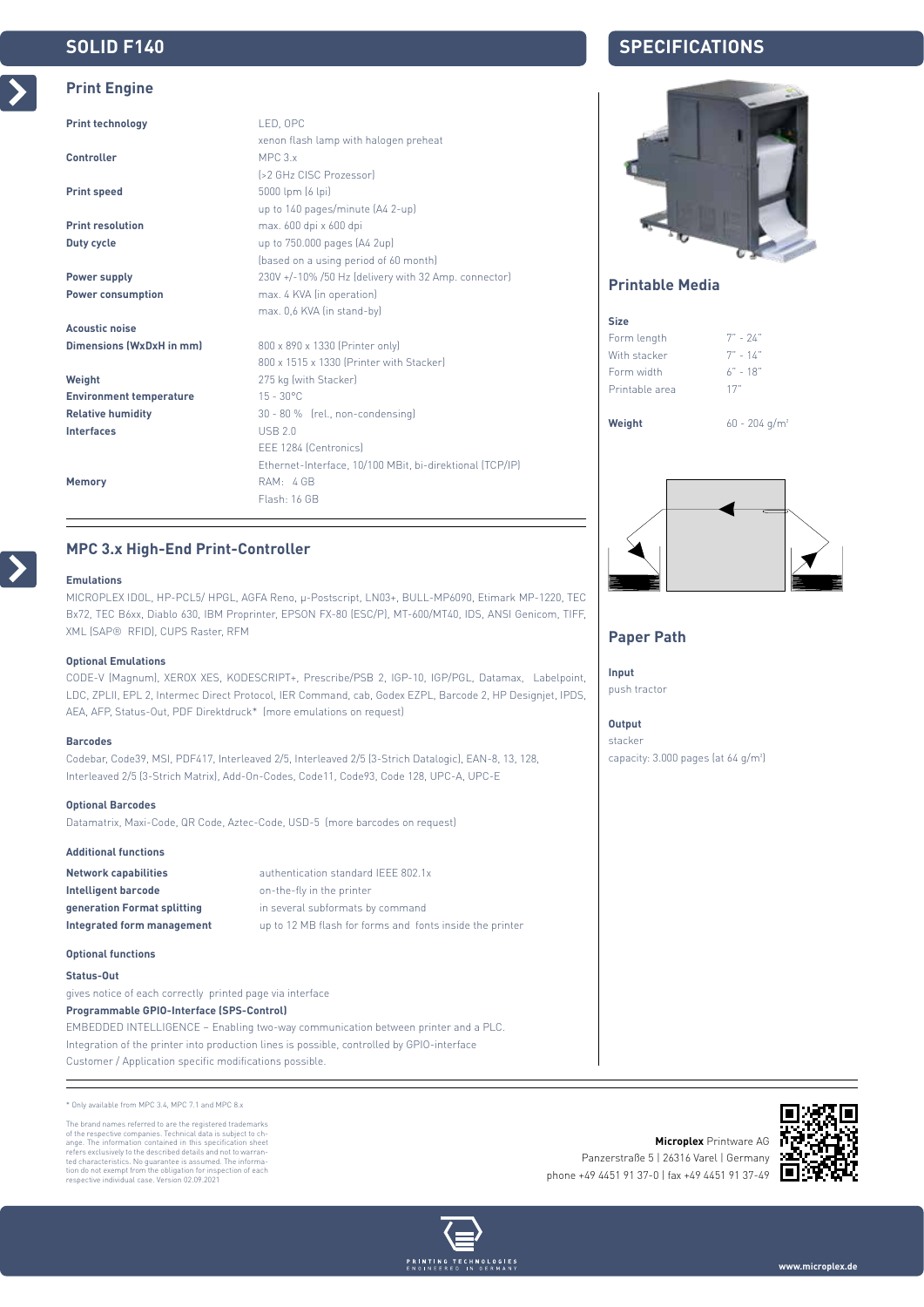## SOLID F140

### Print Engine

| | |
|---|---|
| **Print technology** | LED, OPC<br>xenon flash lamp with halogen preheat |
| **Controller** | MPC 3.x<br>(>2 GHz CISC Prozessor) |
| **Print speed** | 5000 lpm (6 lpi)<br>up to 140 pages/minute (A4 2-up) |
| **Print resolution** | max. 600 dpi x 600 dpi |
| **Duty cycle** | up to 750.000 pages (A4 2up)<br>(based on a using period of 60 month) |
| **Power supply** | 230V +/-10% /50 Hz (delivery with 32 Amp. connector) |
| **Power consumption** | max. 4 KVA (in operation)<br>max. 0,6 KVA (in stand-by) |
| **Acoustic noise** | |
| **Dimensions (WxDxH in mm)** | 800 x 890 x 1330 (Printer only)<br>800 x 1515 x 1330 (Printer with Stacker) |
| **Weight** | 275 kg (with Stacker) |
| **Environment temperature** | 15 - 30°C |
| **Relative humidity** | 30 - 80 % (rel., non-condensing) |
| **Interfaces** | USB 2.0<br>EEE 1284 (Centronics)<br>Ethernet-Interface, 10/100 MBit, bi-direktional (TCP/IP) |
| **Memory** | RAM: 4 GB<br>Flash: 16 GB |

### MPC 3.x High-End Print-Controller

**Emulations**

MICROPLEX IDOL, HP-PCL5/ HPGL, AGFA Reno, µ-Postscript, LN03+, BULL-MP6090, Etimark MP-1220, TEC Bx72, TEC B6xx, Diablo 630, IBM Proprinter, EPSON FX-80 (ESC/P), MT-600/MT40, IDS, ANSI Genicom, TIFF, XML (SAP® RFID), CUPS Raster, RFM

**Optional Emulations**

CODE-V (Magnum), XEROX XES, KODESCRIPT+, Prescribe/PSB 2, IGP-10, IGP/PGL, Datamax, Labelpoint, LDC, ZPLII, EPL 2, Intermec Direct Protocol, IER Command, cab, Godex EZPL, Barcode 2, HP Designjet, IPDS, AEA, AFP, Status-Out, PDF Direktdruck* (more emulations on request)

**Barcodes**

Codebar, Code39, MSI, PDF417, Interleaved 2/5, Interleaved 2/5 (3-Strich Datalogic), EAN-8, 13, 128, Interleaved 2/5 (3-Strich Matrix), Add-On-Codes, Code11, Code93, Code 128, UPC-A, UPC-E

**Optional Barcodes**

Datamatrix, Maxi-Code, QR Code, Aztec-Code, USD-5 (more barcodes on request)

**Additional functions**

| | |
|---|---|
| **Network capabilities** | authentication standard IEEE 802.1x |
| **Intelligent barcode** | on-the-fly in the printer |
| **generation Format splitting** | in several subformats by command |
| **Integrated form management** | up to 12 MB flash for forms and fonts inside the printer |

**Optional functions**

**Status-Out**

gives notice of each correctly printed page via interface

**Programmable GPIO-Interface (SPS-Control)**

EMBEDDED INTELLIGENCE – Enabling two-way communication between printer and a PLC. Integration of the printer into production lines is possible, controlled by GPIO-interface Customer / Application specific modifications possible.

## SPECIFICATIONS

### Printable Media

| | |
|---|---|
| **Size** | |
| Form length | 7" - 24" |
| With stacker | 7" - 14" |
| Form width | 6" - 18" |
| Printable area | 17" |
| **Weight** | 60 - 204 g/m² |

### Paper Path

**Input**

push tractor

**Output**

stacker

capacity: 3.000 pages (at 64 g/m²)

\* Only available from MPC 3.4, MPC 7.1 and MPC 8.x

The brand names referred to are the registered trademarks of the respective companies. Technical data is subject to change. The information contained in this specification sheet refers exclusively to the described details and not to warranted characteristics. No guarantee is assumed. The information do not exempt from the obligation for inspection of each respective individual case. Version 02.09.2021

**Microplex** Printware AG
Panzerstraße 5 | 26316 Varel | Germany
phone +49 4451 91 37-0 | fax +49 4451 91 37-49

PRINTING TECHNOLOGIES
ENGINEERED IN GERMANY

www.microplex.de